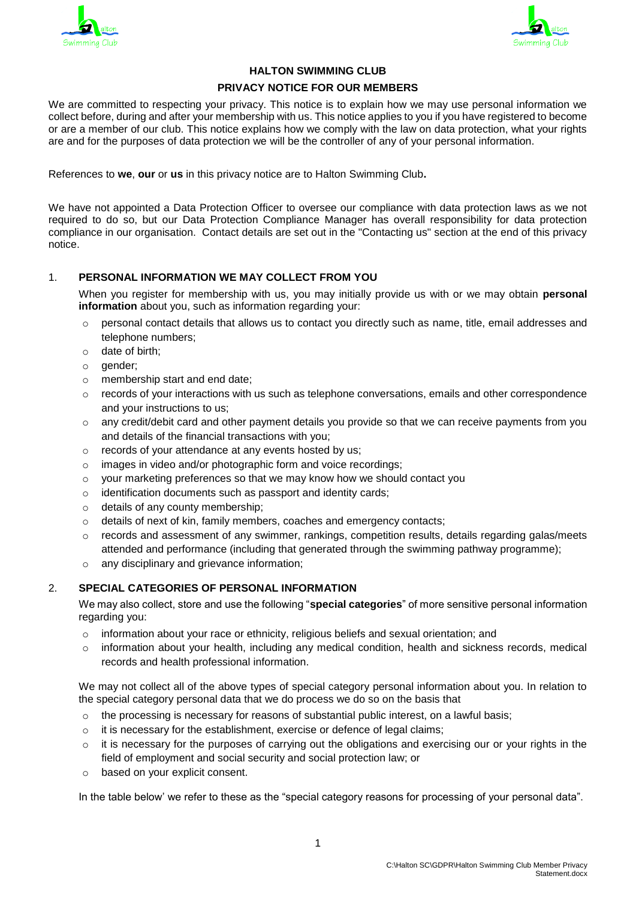# HALTON SWIMMING CLUB

## PRIVACY NOTICE FOR OUR MEMBERS

We are committed to respecting your privacy. This notice is to explain how we may use personal information we collect before, during and after your membership with us. This notice applies to you if you have registered to become or are a member of our club. This notice explains how we comply with the law on data protection, what your rights are and for the purposes of data protection we will be the controller of any of your personal information.

References to **we**, **our** or **us** in this privacy notice are to Halton Swimming Club**.**

We have not appointed a Data Protection Officer to oversee our compliance with data protection laws as we not required to do so, but our Data Protection Compliance Manager has overall responsibility for data protection compliance in our organisation. Contact details are set out in the "Contacting us" section at the end of this privacy notice.

### 1. PERSONAL INFORMATION WE MAY COLLECT FROM YOU

When you register for membership with us, you may initially provide us with or we may obtain **personal information** about you, such as information regarding your:

- personal contact details that allows us to contact you directly such as name, title, email addresses and telephone numbers;
- date of birth;
- gender;
- membership start and end date;
- records of your interactions with us such as telephone conversations, emails and other correspondence and your instructions to us;
- any credit/debit card and other payment details you provide so that we can receive payments from you and details of the financial transactions with you;
- records of your attendance at any events hosted by us;
- images in video and/or photographic form and voice recordings;
- your marketing preferences so that we may know how we should contact you
- identification documents such as passport and identity cards;
- details of any county membership;
- details of next of kin, family members, coaches and emergency contacts;
- records and assessment of any swimmer, rankings, competition results, details regarding galas/meets attended and performance (including that generated through the swimming pathway programme);
- any disciplinary and grievance information;

### 2. SPECIAL CATEGORIES OF PERSONAL INFORMATION

We may also collect, store and use the following "**special categories**" of more sensitive personal information regarding you:

- information about your race or ethnicity, religious beliefs and sexual orientation; and
- information about your health, including any medical condition, health and sickness records, medical records and health professional information.

We may not collect all of the above types of special category personal information about you. In relation to the special category personal data that we do process we do so on the basis that

- the processing is necessary for reasons of substantial public interest, on a lawful basis;
- it is necessary for the establishment, exercise or defence of legal claims;
- it is necessary for the purposes of carrying out the obligations and exercising our or your rights in the field of employment and social security and social protection law; or
- based on your explicit consent.

In the table below' we refer to these as the "special category reasons for processing of your personal data".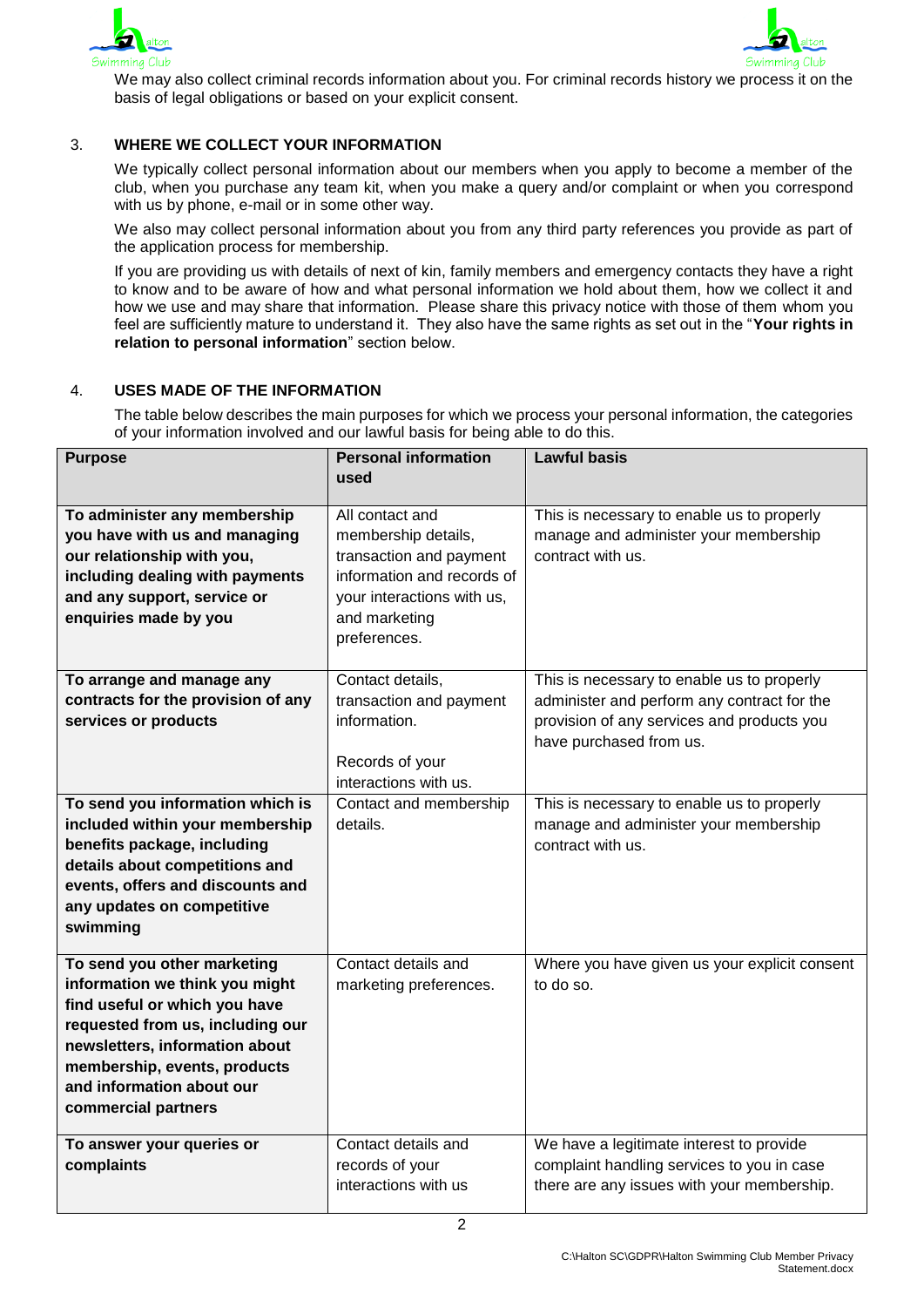We may also collect criminal records information about you. For criminal records history we process it on the basis of legal obligations or based on your explicit consent.

## 3. WHERE WE COLLECT YOUR INFORMATION

We typically collect personal information about our members when you apply to become a member of the club, when you purchase any team kit, when you make a query and/or complaint or when you correspond with us by phone, e-mail or in some other way.

We also may collect personal information about you from any third party references you provide as part of the application process for membership.

If you are providing us with details of next of kin, family members and emergency contacts they have a right to know and to be aware of how and what personal information we hold about them, how we collect it and how we use and may share that information. Please share this privacy notice with those of them whom you feel are sufficiently mature to understand it. They also have the same rights as set out in the "**Your rights in relation to personal information**" section below.

## 4. USES MADE OF THE INFORMATION

The table below describes the main purposes for which we process your personal information, the categories of your information involved and our lawful basis for being able to do this.

| Purpose | Personal information used | Lawful basis |
|---|---|---|
| **To administer any membership you have with us and managing our relationship with you, including dealing with payments and any support, service or enquiries made by you** | All contact and membership details, transaction and payment information and records of your interactions with us, and marketing preferences. | This is necessary to enable us to properly manage and administer your membership contract with us. |
| **To arrange and manage any contracts for the provision of any services or products** | Contact details, transaction and payment information. Records of your interactions with us. | This is necessary to enable us to properly administer and perform any contract for the provision of any services and products you have purchased from us. |
| **To send you information which is included within your membership benefits package, including details about competitions and events, offers and discounts and any updates on competitive swimming** | Contact and membership details. | This is necessary to enable us to properly manage and administer your membership contract with us. |
| **To send you other marketing information we think you might find useful or which you have requested from us, including our newsletters, information about membership, events, products and information about our commercial partners** | Contact details and marketing preferences. | Where you have given us your explicit consent to do so. |
| **To answer your queries or complaints** | Contact details and records of your interactions with us | We have a legitimate interest to provide complaint handling services to you in case there are any issues with your membership. |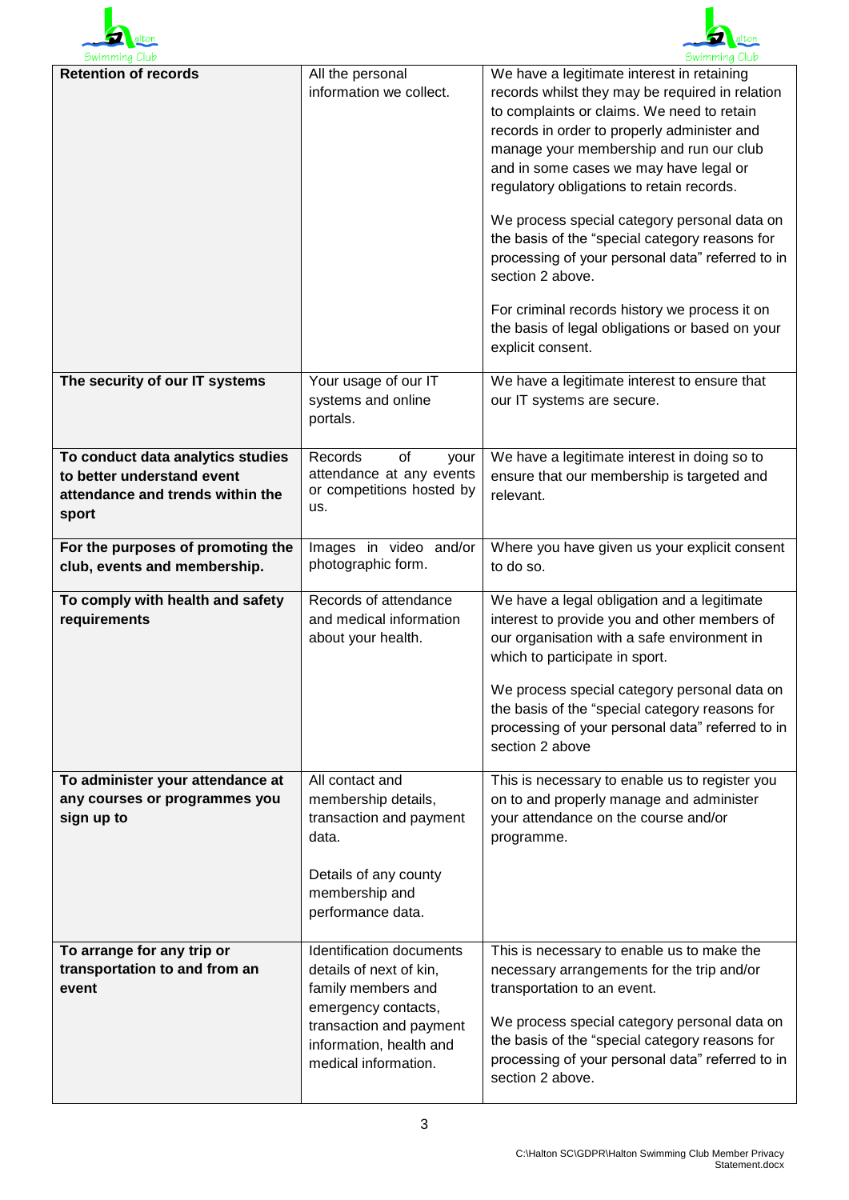| **Retention of records** | All the personal information we collect. | We have a legitimate interest in retaining records whilst they may be required in relation to complaints or claims. We need to retain records in order to properly administer and manage your membership and run our club and in some cases we may have legal or regulatory obligations to retain records.<br><br>We process special category personal data on the basis of the “special category reasons for processing of your personal data” referred to in section 2 above.<br><br>For criminal records history we process it on the basis of legal obligations or based on your explicit consent. |
|---|---|---|
| **The security of our IT systems** | Your usage of our IT systems and online portals. | We have a legitimate interest to ensure that our IT systems are secure. |
| **To conduct data analytics studies to better understand event attendance and trends within the sport** | Records of your attendance at any events or competitions hosted by us. | We have a legitimate interest in doing so to ensure that our membership is targeted and relevant. |
| **For the purposes of promoting the club, events and membership.** | Images in video and/or photographic form. | Where you have given us your explicit consent to do so. |
| **To comply with health and safety requirements** | Records of attendance and medical information about your health. | We have a legal obligation and a legitimate interest to provide you and other members of our organisation with a safe environment in which to participate in sport.<br><br>We process special category personal data on the basis of the “special category reasons for processing of your personal data” referred to in section 2 above |
| **To administer your attendance at any courses or programmes you sign up to** | All contact and membership details, transaction and payment data.<br><br>Details of any county membership and performance data. | This is necessary to enable us to register you on to and properly manage and administer your attendance on the course and/or programme. |
| **To arrange for any trip or transportation to and from an event** | Identification documents details of next of kin, family members and emergency contacts, transaction and payment information, health and medical information. | This is necessary to enable us to make the necessary arrangements for the trip and/or transportation to an event.<br><br>We process special category personal data on the basis of the “special category reasons for processing of your personal data” referred to in section 2 above. |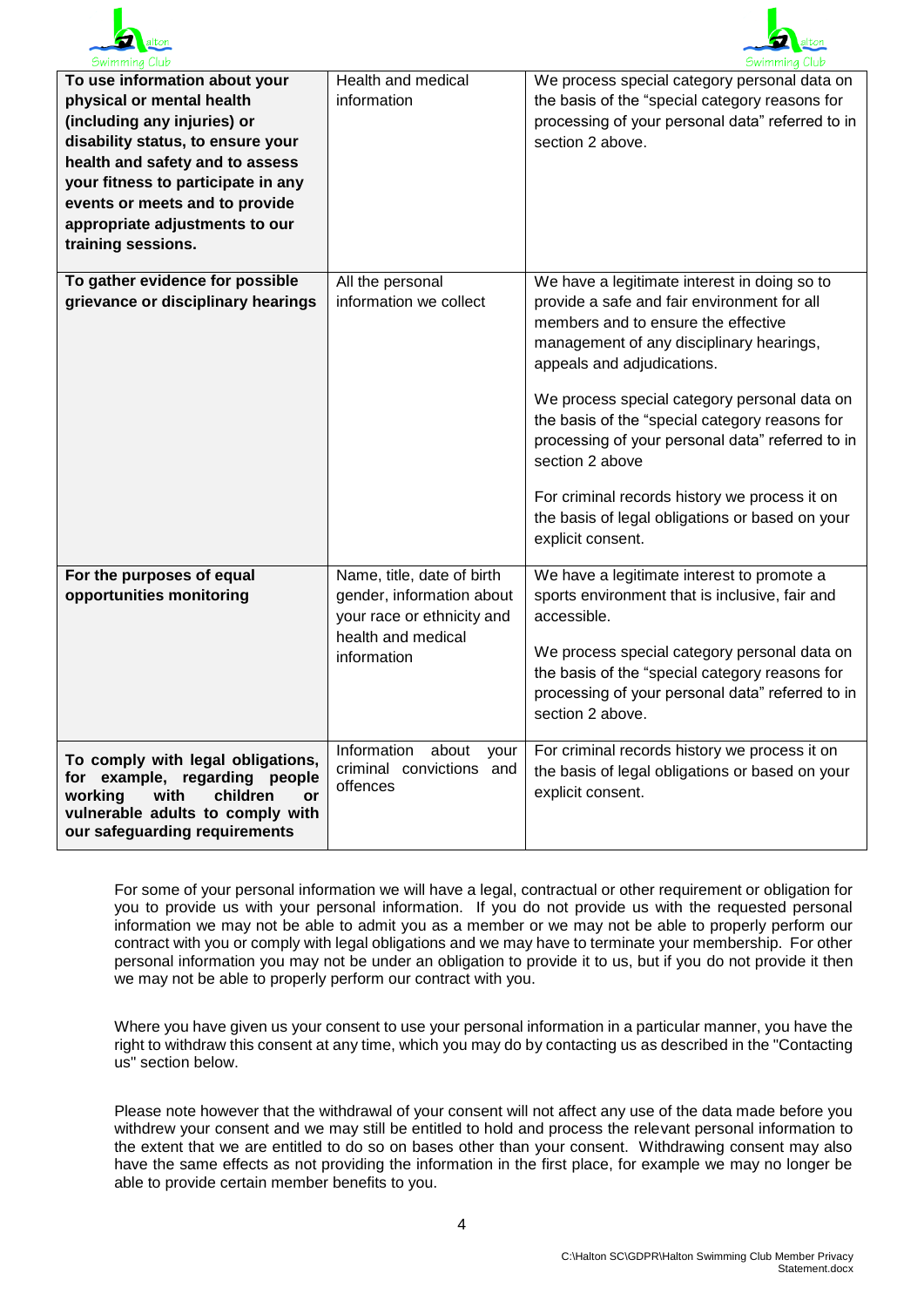| | | |
|---|---|---|
| **To use information about your physical or mental health (including any injuries) or disability status, to ensure your health and safety and to assess your fitness to participate in any events or meets and to provide appropriate adjustments to our training sessions.** | Health and medical information | We process special category personal data on the basis of the "special category reasons for processing of your personal data" referred to in section 2 above. |
| **To gather evidence for possible grievance or disciplinary hearings** | All the personal information we collect | We have a legitimate interest in doing so to provide a safe and fair environment for all members and to ensure the effective management of any disciplinary hearings, appeals and adjudications.<br><br>We process special category personal data on the basis of the "special category reasons for processing of your personal data" referred to in section 2 above<br><br>For criminal records history we process it on the basis of legal obligations or based on your explicit consent. |
| **For the purposes of equal opportunities monitoring** | Name, title, date of birth gender, information about your race or ethnicity and health and medical information | We have a legitimate interest to promote a sports environment that is inclusive, fair and accessible.<br><br>We process special category personal data on the basis of the "special category reasons for processing of your personal data" referred to in section 2 above. |
| **To comply with legal obligations, for example, regarding people working with children or vulnerable adults to comply with our safeguarding requirements** | Information about your criminal convictions and offences | For criminal records history we process it on the basis of legal obligations or based on your explicit consent. |

For some of your personal information we will have a legal, contractual or other requirement or obligation for you to provide us with your personal information. If you do not provide us with the requested personal information we may not be able to admit you as a member or we may not be able to properly perform our contract with you or comply with legal obligations and we may have to terminate your membership. For other personal information you may not be under an obligation to provide it to us, but if you do not provide it then we may not be able to properly perform our contract with you.

Where you have given us your consent to use your personal information in a particular manner, you have the right to withdraw this consent at any time, which you may do by contacting us as described in the "Contacting us" section below.

Please note however that the withdrawal of your consent will not affect any use of the data made before you withdrew your consent and we may still be entitled to hold and process the relevant personal information to the extent that we are entitled to do so on bases other than your consent. Withdrawing consent may also have the same effects as not providing the information in the first place, for example we may no longer be able to provide certain member benefits to you.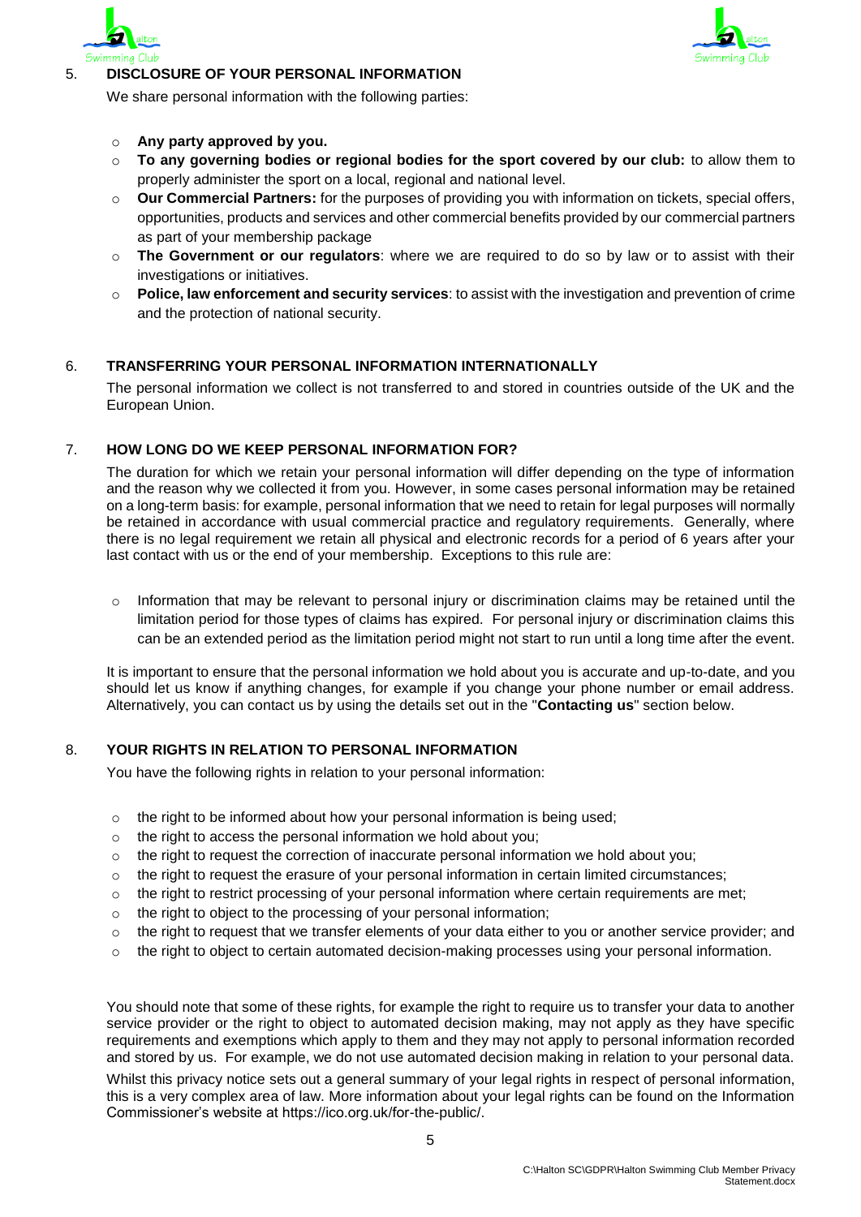## 5. DISCLOSURE OF YOUR PERSONAL INFORMATION

We share personal information with the following parties:

- **Any party approved by you.**
- **To any governing bodies or regional bodies for the sport covered by our club:** to allow them to properly administer the sport on a local, regional and national level.
- **Our Commercial Partners:** for the purposes of providing you with information on tickets, special offers, opportunities, products and services and other commercial benefits provided by our commercial partners as part of your membership package
- **The Government or our regulators**: where we are required to do so by law or to assist with their investigations or initiatives.
- **Police, law enforcement and security services**: to assist with the investigation and prevention of crime and the protection of national security.

## 6. TRANSFERRING YOUR PERSONAL INFORMATION INTERNATIONALLY

The personal information we collect is not transferred to and stored in countries outside of the UK and the European Union.

## 7. HOW LONG DO WE KEEP PERSONAL INFORMATION FOR?

The duration for which we retain your personal information will differ depending on the type of information and the reason why we collected it from you. However, in some cases personal information may be retained on a long-term basis: for example, personal information that we need to retain for legal purposes will normally be retained in accordance with usual commercial practice and regulatory requirements. Generally, where there is no legal requirement we retain all physical and electronic records for a period of 6 years after your last contact with us or the end of your membership. Exceptions to this rule are:

- Information that may be relevant to personal injury or discrimination claims may be retained until the limitation period for those types of claims has expired. For personal injury or discrimination claims this can be an extended period as the limitation period might not start to run until a long time after the event.

It is important to ensure that the personal information we hold about you is accurate and up-to-date, and you should let us know if anything changes, for example if you change your phone number or email address. Alternatively, you can contact us by using the details set out in the "**Contacting us**" section below.

## 8. YOUR RIGHTS IN RELATION TO PERSONAL INFORMATION

You have the following rights in relation to your personal information:

- the right to be informed about how your personal information is being used;
- the right to access the personal information we hold about you;
- the right to request the correction of inaccurate personal information we hold about you;
- the right to request the erasure of your personal information in certain limited circumstances;
- the right to restrict processing of your personal information where certain requirements are met;
- the right to object to the processing of your personal information;
- the right to request that we transfer elements of your data either to you or another service provider; and
- the right to object to certain automated decision-making processes using your personal information.

You should note that some of these rights, for example the right to require us to transfer your data to another service provider or the right to object to automated decision making, may not apply as they have specific requirements and exemptions which apply to them and they may not apply to personal information recorded and stored by us. For example, we do not use automated decision making in relation to your personal data.

Whilst this privacy notice sets out a general summary of your legal rights in respect of personal information, this is a very complex area of law. More information about your legal rights can be found on the Information Commissioner's website at https://ico.org.uk/for-the-public/.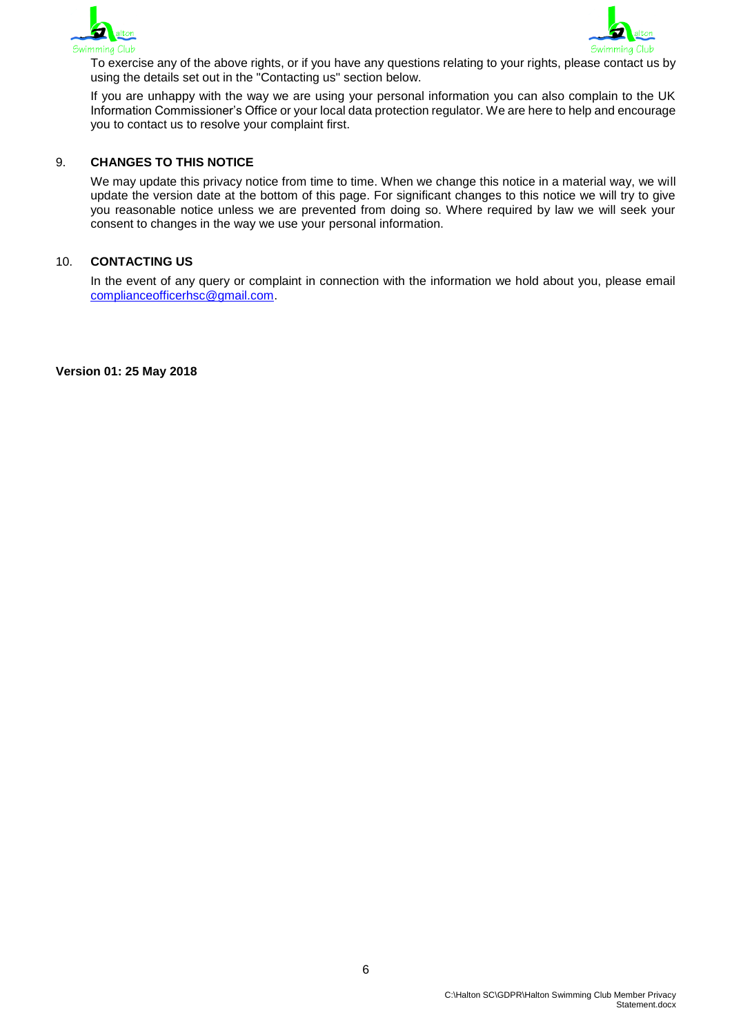To exercise any of the above rights, or if you have any questions relating to your rights, please contact us by using the details set out in the "Contacting us" section below.

If you are unhappy with the way we are using your personal information you can also complain to the UK Information Commissioner's Office or your local data protection regulator. We are here to help and encourage you to contact us to resolve your complaint first.

## 9. CHANGES TO THIS NOTICE

We may update this privacy notice from time to time. When we change this notice in a material way, we will update the version date at the bottom of this page. For significant changes to this notice we will try to give you reasonable notice unless we are prevented from doing so. Where required by law we will seek your consent to changes in the way we use your personal information.

## 10. CONTACTING US

In the event of any query or complaint in connection with the information we hold about you, please email complianceofficerhsc@gmail.com.

**Version 01: 25 May 2018**